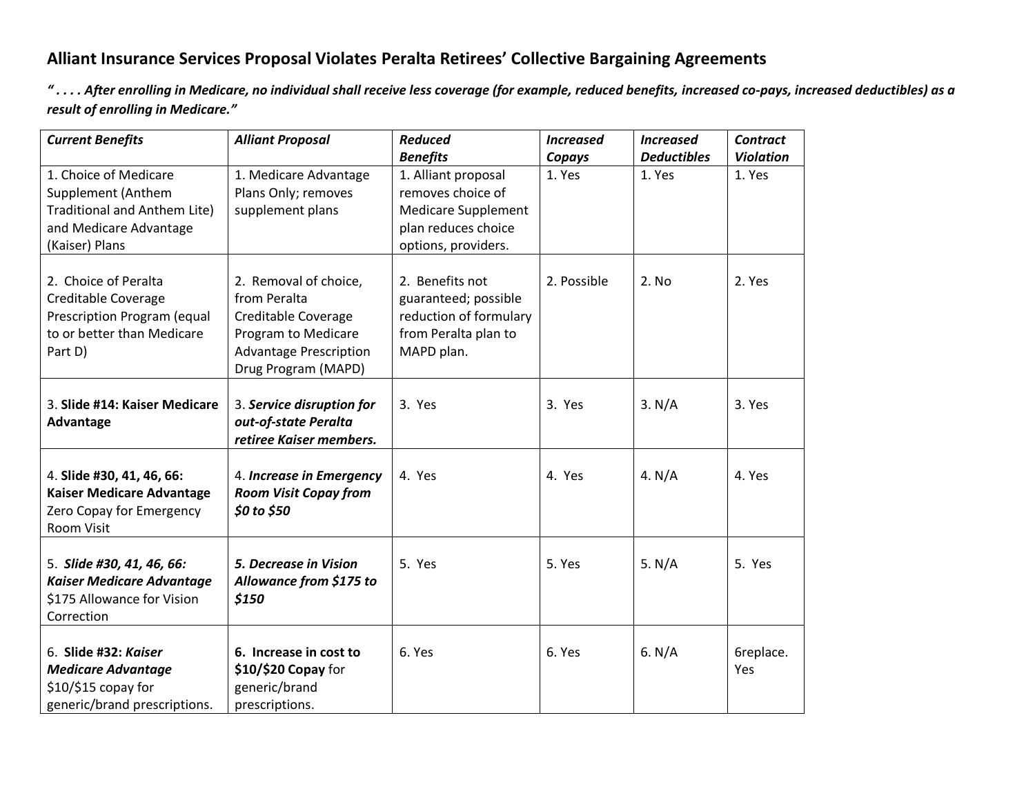## Alliant Insurance Services Proposal Violates Peralta Retirees' Collective Bargaining Agreements

***" . . . . After enrolling in Medicare, no individual shall receive less coverage (for example, reduced benefits, increased co-pays, increased deductibles) as a result of enrolling in Medicare."***

| *Current Benefits* | *Alliant Proposal* | *Reduced Benefits* | *Increased Copays* | *Increased Deductibles* | *Contract Violation* |
|---|---|---|---|---|---|
| 1. Choice of Medicare Supplement (Anthem Traditional and Anthem Lite) and Medicare Advantage (Kaiser) Plans | 1. Medicare Advantage Plans Only; removes supplement plans | 1. Alliant proposal removes choice of Medicare Supplement plan reduces choice options, providers. | 1. Yes | 1. Yes | 1. Yes |
| 2. Choice of Peralta Creditable Coverage Prescription Program (equal to or better than Medicare Part D) | 2. Removal of choice, from Peralta Creditable Coverage Program to Medicare Advantage Prescription Drug Program (MAPD) | 2. Benefits not guaranteed; possible reduction of formulary from Peralta plan to MAPD plan. | 2. Possible | 2. No | 2. Yes |
| 3. **Slide #14: Kaiser Medicare Advantage** | 3. ***Service disruption for out-of-state Peralta retiree Kaiser members.*** | 3. Yes | 3. Yes | 3. N/A | 3. Yes |
| 4. **Slide #30, 41, 46, 66: Kaiser Medicare Advantage** Zero Copay for Emergency Room Visit | 4. ***Increase in Emergency Room Visit Copay from $0 to $50*** | 4. Yes | 4. Yes | 4. N/A | 4. Yes |
| 5. ***Slide #30, 41, 46, 66: Kaiser Medicare Advantage*** $175 Allowance for Vision Correction | ***5. Decrease in Vision Allowance from $175 to $150*** | 5. Yes | 5. Yes | 5. N/A | 5. Yes |
| 6. **Slide #32: *Kaiser Medicare Advantage*** $10/$15 copay for generic/brand prescriptions. | **6. Increase in cost to $10/$20 Copay** for generic/brand prescriptions. | 6. Yes | 6. Yes | 6. N/A | 6replace. Yes |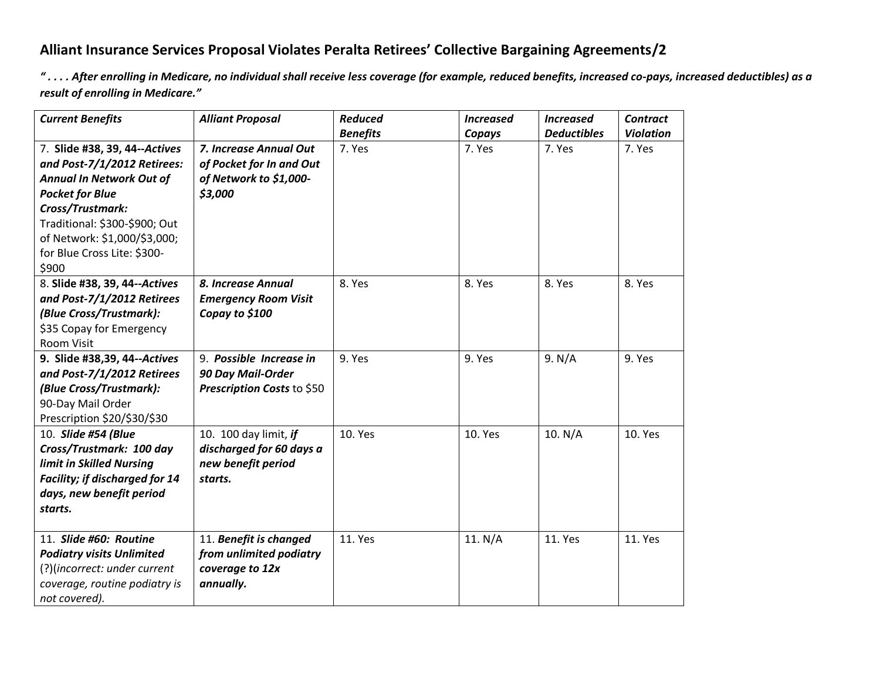## Alliant Insurance Services Proposal Violates Peralta Retirees' Collective Bargaining Agreements/2

***" . . . . After enrolling in Medicare, no individual shall receive less coverage (for example, reduced benefits, increased co-pays, increased deductibles) as a result of enrolling in Medicare."***

| *Current Benefits* | *Alliant Proposal* | *Reduced Benefits* | *Increased Copays* | *Increased Deductibles* | *Contract Violation* |
|---|---|---|---|---|---|
| 7. **Slide #38, 39, 44--*Actives and Post-7/1/2012 Retirees: Annual In Network Out of Pocket for Blue Cross/Trustmark:*** Traditional: $300-$900; Out of Network: $1,000/$3,000; for Blue Cross Lite: $300-$900 | ***7. Increase Annual Out of Pocket for In and Out of Network to $1,000-$3,000*** | 7. Yes | 7. Yes | 7. Yes | 7. Yes |
| 8. **Slide #38, 39, 44--*Actives and Post-7/1/2012 Retirees (Blue Cross/Trustmark):*** $35 Copay for Emergency Room Visit | ***8. Increase Annual Emergency Room Visit Copay to $100*** | 8. Yes | 8. Yes | 8. Yes | 8. Yes |
| **9. Slide #38,39, 44--*Actives and Post-7/1/2012 Retirees (Blue Cross/Trustmark):*** 90-Day Mail Order Prescription $20/$30/$30 | 9. ***Possible Increase in 90 Day Mail-Order Prescription Costs*** to $50 | 9. Yes | 9. Yes | 9. N/A | 9. Yes |
| 10. ***Slide #54 (Blue Cross/Trustmark: 100 day limit in Skilled Nursing Facility; if discharged for 14 days, new benefit period starts.*** | 10. 100 day limit, ***if discharged for 60 days a new benefit period starts.*** | 10. Yes | 10. Yes | 10. N/A | 10. Yes |
| 11. ***Slide #60: Routine Podiatry visits Unlimited*** (?)(*incorrect: under current coverage, routine podiatry is not covered).* | 11. ***Benefit is changed from unlimited podiatry coverage to 12x annually.*** | 11. Yes | 11. N/A | 11. Yes | 11. Yes |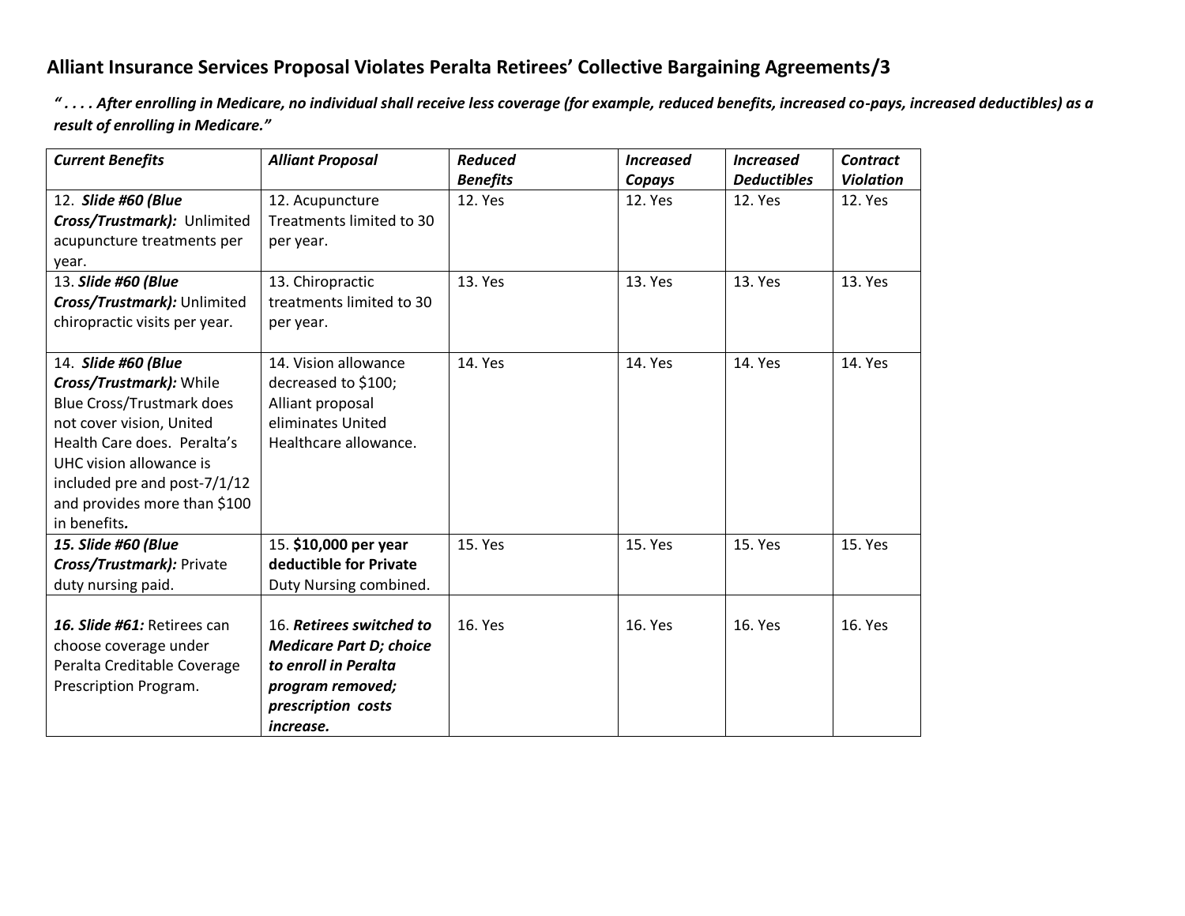# Alliant Insurance Services Proposal Violates Peralta Retirees' Collective Bargaining Agreements/3

***" . . . . After enrolling in Medicare, no individual shall receive less coverage (for example, reduced benefits, increased co-pays, increased deductibles) as a result of enrolling in Medicare."***

| *Current Benefits* | *Alliant Proposal* | *Reduced Benefits* | *Increased Copays* | *Increased Deductibles* | *Contract Violation* |
|---|---|---|---|---|---|
| 12. ***Slide #60 (Blue Cross/Trustmark):*** Unlimited acupuncture treatments per year. | 12. Acupuncture Treatments limited to 30 per year. | 12. Yes | 12. Yes | 12. Yes | 12. Yes |
| 13. ***Slide #60 (Blue Cross/Trustmark):*** Unlimited chiropractic visits per year. | 13. Chiropractic treatments limited to 30 per year. | 13. Yes | 13. Yes | 13. Yes | 13. Yes |
| 14. ***Slide #60 (Blue Cross/Trustmark):*** While Blue Cross/Trustmark does not cover vision, United Health Care does. Peralta's UHC vision allowance is included pre and post-7/1/12 and provides more than $100 in benefits**.** | 14. Vision allowance decreased to $100; Alliant proposal eliminates United Healthcare allowance. | 14. Yes | 14. Yes | 14. Yes | 14. Yes |
| ***15. Slide #60 (Blue Cross/Trustmark):*** Private duty nursing paid. | 15. **$10,000 per year deductible for Private** Duty Nursing combined. | 15. Yes | 15. Yes | 15. Yes | 15. Yes |
| ***16. Slide #61:*** Retirees can choose coverage under Peralta Creditable Coverage Prescription Program. | 16. ***Retirees switched to Medicare Part D; choice to enroll in Peralta program removed; prescription costs increase.*** | 16. Yes | 16. Yes | 16. Yes | 16. Yes |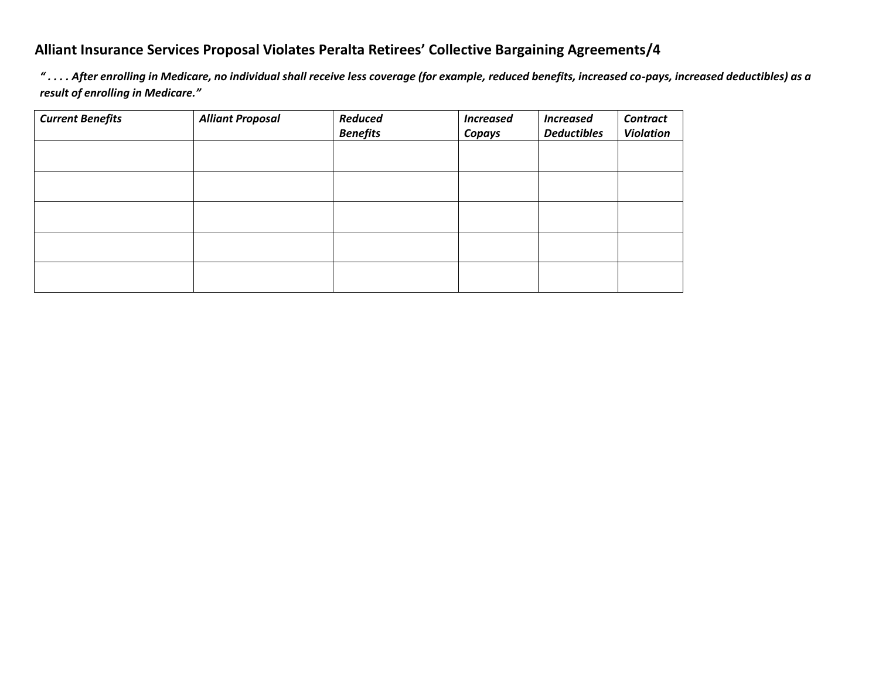# Alliant Insurance Services Proposal Violates Peralta Retirees' Collective Bargaining Agreements/4

*" . . . . After enrolling in Medicare, no individual shall receive less coverage (for example, reduced benefits, increased co-pays, increased deductibles) as a result of enrolling in Medicare."*

| *Current Benefits* | *Alliant Proposal* | *Reduced Benefits* | *Increased Copays* | *Increased Deductibles* | *Contract Violation* |
|---|---|---|---|---|---|
| | | | | | |
| | | | | | |
| | | | | | |
| | | | | | |
| | | | | | |